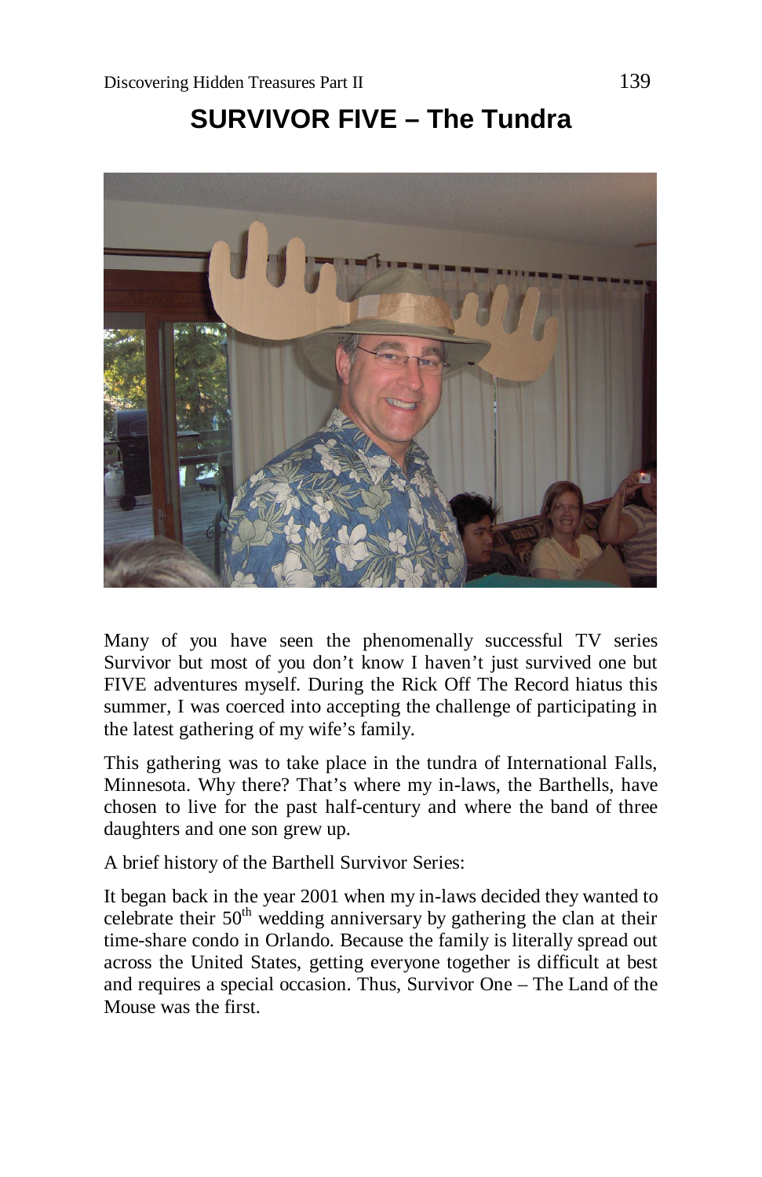# SURVIVOR FIVE – The Tundra

Many of you have seen the phenomenally successful TV series Survivor but most of you don't know I haven't just survived one but FIVE adventures myself. During the Rick Off The Record hiatus this summer, I was coerced into accepting the challenge of participating in the latest gathering of my wife's family.

This gathering was to take place in the tundra of International Falls, Minnesota. Why there? That's where my in-laws, the Barthells, have chosen to live for the past half-century and where the band of three daughters and one son grew up.

A brief history of the Barthell Survivor Series:

It began back in the year 2001 when my in-laws decided they wanted to celebrate their 50th wedding anniversary by gathering the clan at their time-share condo in Orlando. Because the family is literally spread out across the United States, getting everyone together is difficult at best and requires a special occasion. Thus, Survivor One – The Land of the Mouse was the first.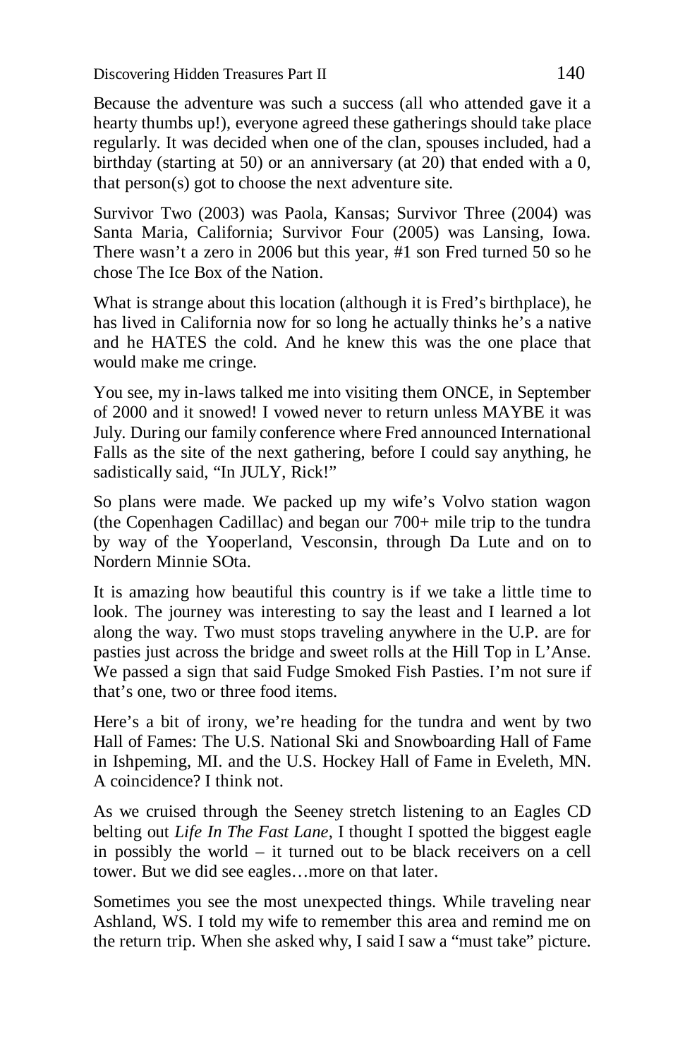Because the adventure was such a success (all who attended gave it a hearty thumbs up!), everyone agreed these gatherings should take place regularly. It was decided when one of the clan, spouses included, had a birthday (starting at 50) or an anniversary (at 20) that ended with a 0, that person(s) got to choose the next adventure site.

Survivor Two (2003) was Paola, Kansas; Survivor Three (2004) was Santa Maria, California; Survivor Four (2005) was Lansing, Iowa. There wasn't a zero in 2006 but this year, #1 son Fred turned 50 so he chose The Ice Box of the Nation.

What is strange about this location (although it is Fred's birthplace), he has lived in California now for so long he actually thinks he's a native and he HATES the cold. And he knew this was the one place that would make me cringe.

You see, my in-laws talked me into visiting them ONCE, in September of 2000 and it snowed! I vowed never to return unless MAYBE it was July. During our family conference where Fred announced International Falls as the site of the next gathering, before I could say anything, he sadistically said, "In JULY, Rick!"

So plans were made. We packed up my wife's Volvo station wagon (the Copenhagen Cadillac) and began our 700+ mile trip to the tundra by way of the Yooperland, Vesconsin, through Da Lute and on to Nordern Minnie SOta.

It is amazing how beautiful this country is if we take a little time to look. The journey was interesting to say the least and I learned a lot along the way. Two must stops traveling anywhere in the U.P. are for pasties just across the bridge and sweet rolls at the Hill Top in L'Anse. We passed a sign that said Fudge Smoked Fish Pasties. I'm not sure if that's one, two or three food items.

Here's a bit of irony, we're heading for the tundra and went by two Hall of Fames: The U.S. National Ski and Snowboarding Hall of Fame in Ishpeming, MI. and the U.S. Hockey Hall of Fame in Eveleth, MN. A coincidence? I think not.

As we cruised through the Seeney stretch listening to an Eagles CD belting out *Life In The Fast Lane*, I thought I spotted the biggest eagle in possibly the world – it turned out to be black receivers on a cell tower. But we did see eagles…more on that later.

Sometimes you see the most unexpected things. While traveling near Ashland, WS. I told my wife to remember this area and remind me on the return trip. When she asked why, I said I saw a "must take" picture.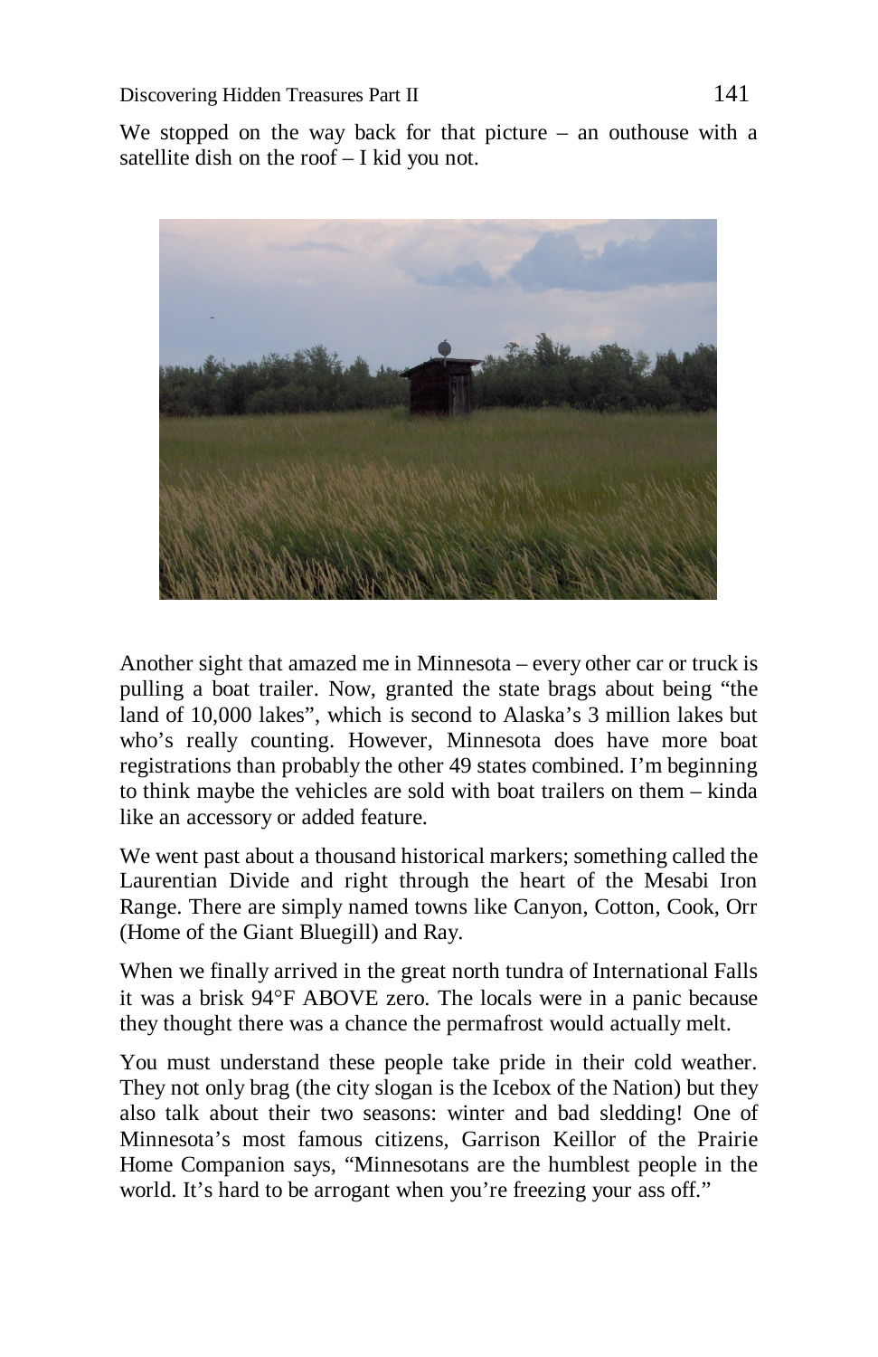We stopped on the way back for that picture – an outhouse with a satellite dish on the roof – I kid you not.

Another sight that amazed me in Minnesota – every other car or truck is pulling a boat trailer. Now, granted the state brags about being "the land of 10,000 lakes", which is second to Alaska's 3 million lakes but who's really counting. However, Minnesota does have more boat registrations than probably the other 49 states combined. I'm beginning to think maybe the vehicles are sold with boat trailers on them – kinda like an accessory or added feature.

We went past about a thousand historical markers; something called the Laurentian Divide and right through the heart of the Mesabi Iron Range. There are simply named towns like Canyon, Cotton, Cook, Orr (Home of the Giant Bluegill) and Ray.

When we finally arrived in the great north tundra of International Falls it was a brisk 94°F ABOVE zero. The locals were in a panic because they thought there was a chance the permafrost would actually melt.

You must understand these people take pride in their cold weather. They not only brag (the city slogan is the Icebox of the Nation) but they also talk about their two seasons: winter and bad sledding! One of Minnesota's most famous citizens, Garrison Keillor of the Prairie Home Companion says, "Minnesotans are the humblest people in the world. It's hard to be arrogant when you're freezing your ass off."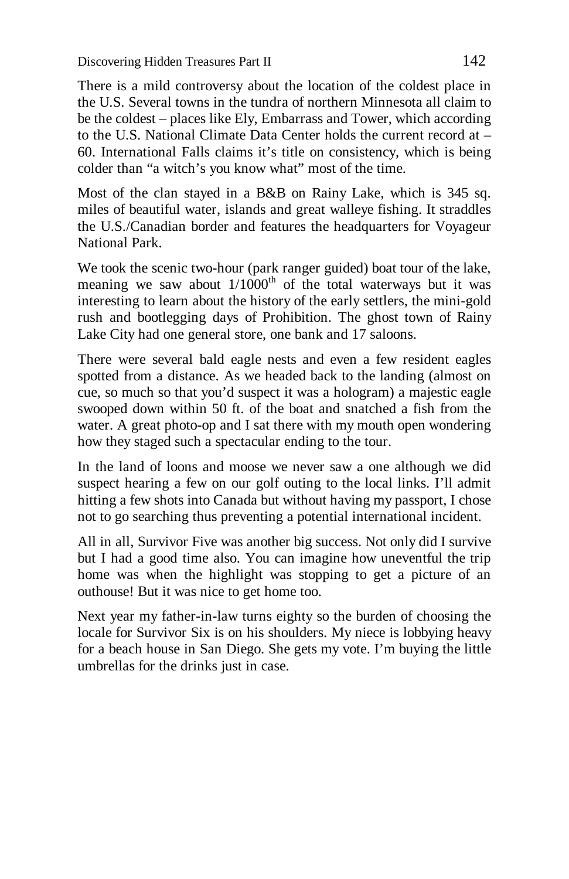There is a mild controversy about the location of the coldest place in the U.S. Several towns in the tundra of northern Minnesota all claim to be the coldest – places like Ely, Embarrass and Tower, which according to the U.S. National Climate Data Center holds the current record at –60. International Falls claims it's title on consistency, which is being colder than "a witch's you know what" most of the time.

Most of the clan stayed in a B&B on Rainy Lake, which is 345 sq. miles of beautiful water, islands and great walleye fishing. It straddles the U.S./Canadian border and features the headquarters for Voyageur National Park.

We took the scenic two-hour (park ranger guided) boat tour of the lake, meaning we saw about 1/1000$^{th}$ of the total waterways but it was interesting to learn about the history of the early settlers, the mini-gold rush and bootlegging days of Prohibition. The ghost town of Rainy Lake City had one general store, one bank and 17 saloons.

There were several bald eagle nests and even a few resident eagles spotted from a distance. As we headed back to the landing (almost on cue, so much so that you'd suspect it was a hologram) a majestic eagle swooped down within 50 ft. of the boat and snatched a fish from the water. A great photo-op and I sat there with my mouth open wondering how they staged such a spectacular ending to the tour.

In the land of loons and moose we never saw a one although we did suspect hearing a few on our golf outing to the local links. I'll admit hitting a few shots into Canada but without having my passport, I chose not to go searching thus preventing a potential international incident.

All in all, Survivor Five was another big success. Not only did I survive but I had a good time also. You can imagine how uneventful the trip home was when the highlight was stopping to get a picture of an outhouse! But it was nice to get home too.

Next year my father-in-law turns eighty so the burden of choosing the locale for Survivor Six is on his shoulders. My niece is lobbying heavy for a beach house in San Diego. She gets my vote. I'm buying the little umbrellas for the drinks just in case.